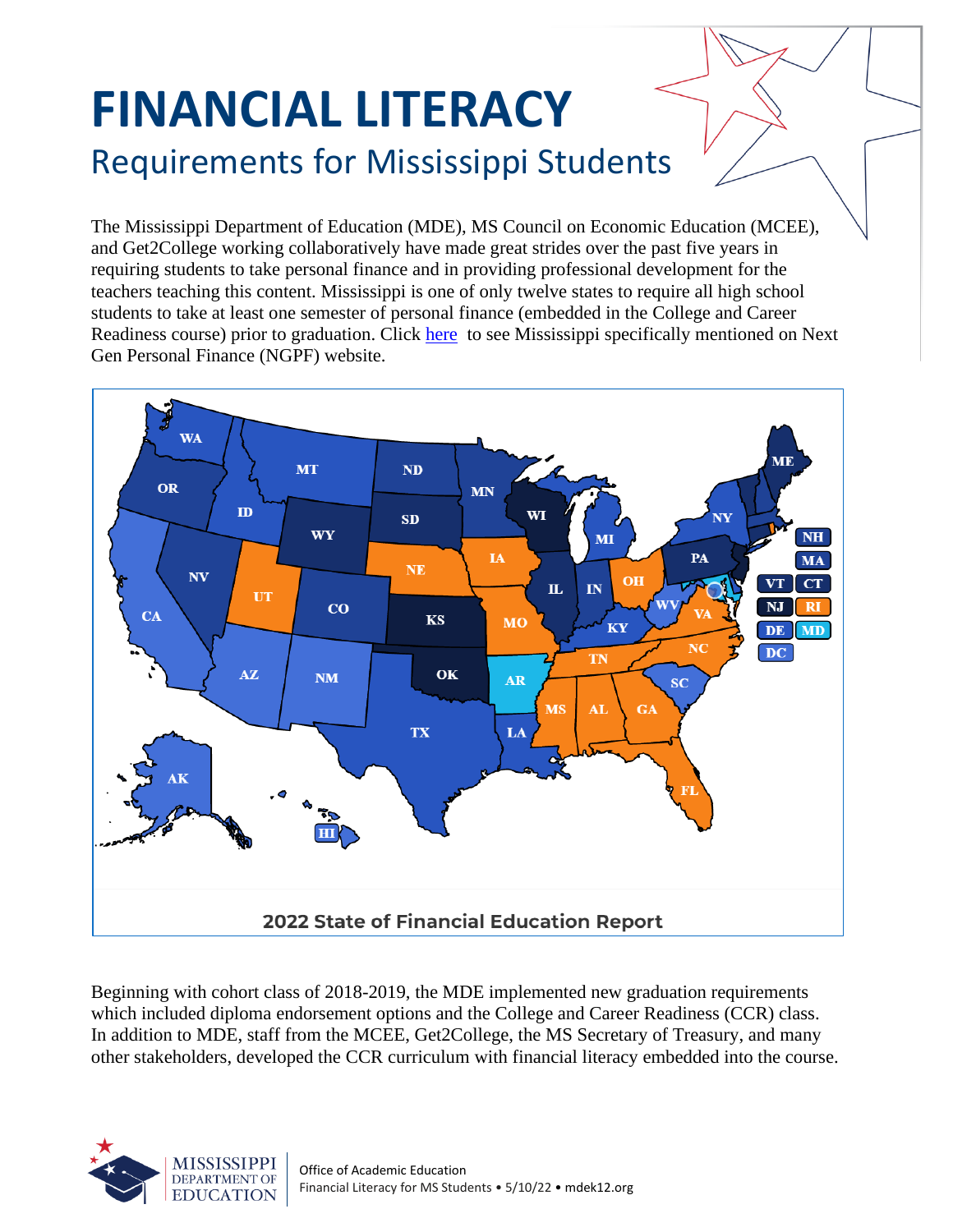# FINANCIAL LITERACY

## Requirements for Mississippi Students

The Mississippi Department of Education (MDE), MS Council on Economic Education (MCEE), and Get2College working collaboratively have made great strides over the past five years in requiring students to take personal finance and in providing professional development for the teachers teaching this content. Mississippi is one of only twelve states to require all high school students to take at least one semester of personal finance (embedded in the College and Career Readiness course) prior to graduation. Click here to see Mississippi specifically mentioned on Next Gen Personal Finance (NGPF) website.

2022 State of Financial Education Report

Beginning with cohort class of 2018-2019, the MDE implemented new graduation requirements which included diploma endorsement options and the College and Career Readiness (CCR) class. In addition to MDE, staff from the MCEE, Get2College, the MS Secretary of Treasury, and many other stakeholders, developed the CCR curriculum with financial literacy embedded into the course.

Office of Academic Education
Financial Literacy for MS Students • 5/10/22 • mdek12.org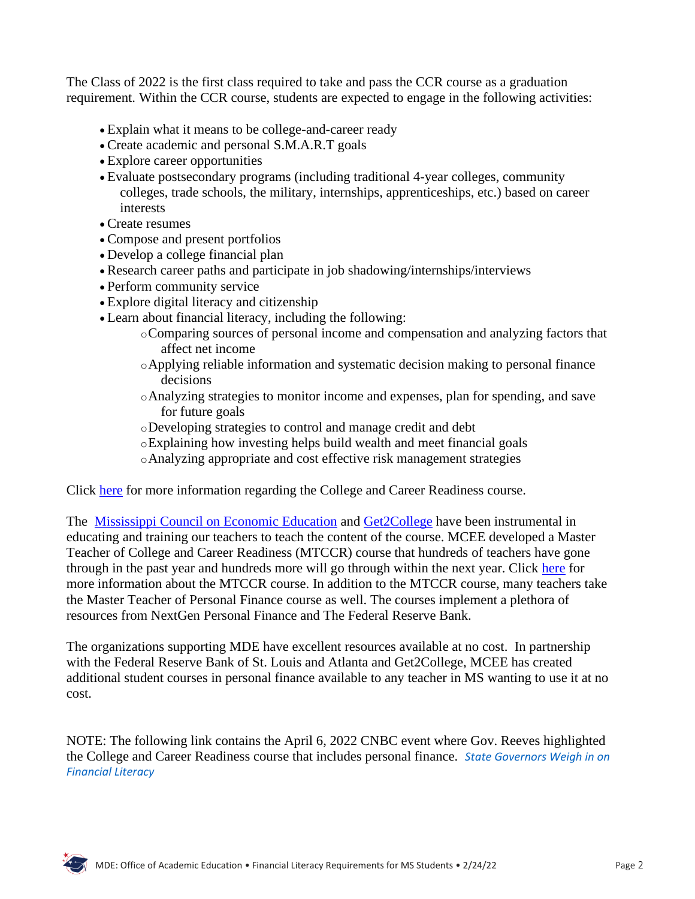The Class of 2022 is the first class required to take and pass the CCR course as a graduation requirement. Within the CCR course, students are expected to engage in the following activities:

- Explain what it means to be college-and-career ready
- Create academic and personal S.M.A.R.T goals
- Explore career opportunities
- Evaluate postsecondary programs (including traditional 4-year colleges, community colleges, trade schools, the military, internships, apprenticeships, etc.) based on career interests
- Create resumes
- Compose and present portfolios
- Develop a college financial plan
- Research career paths and participate in job shadowing/internships/interviews
- Perform community service
- Explore digital literacy and citizenship
- Learn about financial literacy, including the following:
  - Comparing sources of personal income and compensation and analyzing factors that affect net income
  - Applying reliable information and systematic decision making to personal finance decisions
  - Analyzing strategies to monitor income and expenses, plan for spending, and save for future goals
  - Developing strategies to control and manage credit and debt
  - Explaining how investing helps build wealth and meet financial goals
  - Analyzing appropriate and cost effective risk management strategies

Click here for more information regarding the College and Career Readiness course.

The Mississippi Council on Economic Education and Get2College have been instrumental in educating and training our teachers to teach the content of the course. MCEE developed a Master Teacher of College and Career Readiness (MTCCR) course that hundreds of teachers have gone through in the past year and hundreds more will go through within the next year. Click here for more information about the MTCCR course. In addition to the MTCCR course, many teachers take the Master Teacher of Personal Finance course as well. The courses implement a plethora of resources from NextGen Personal Finance and The Federal Reserve Bank.

The organizations supporting MDE have excellent resources available at no cost. In partnership with the Federal Reserve Bank of St. Louis and Atlanta and Get2College, MCEE has created additional student courses in personal finance available to any teacher in MS wanting to use it at no cost.

NOTE: The following link contains the April 6, 2022 CNBC event where Gov. Reeves highlighted the College and Career Readiness course that includes personal finance. *State Governors Weigh in on Financial Literacy*